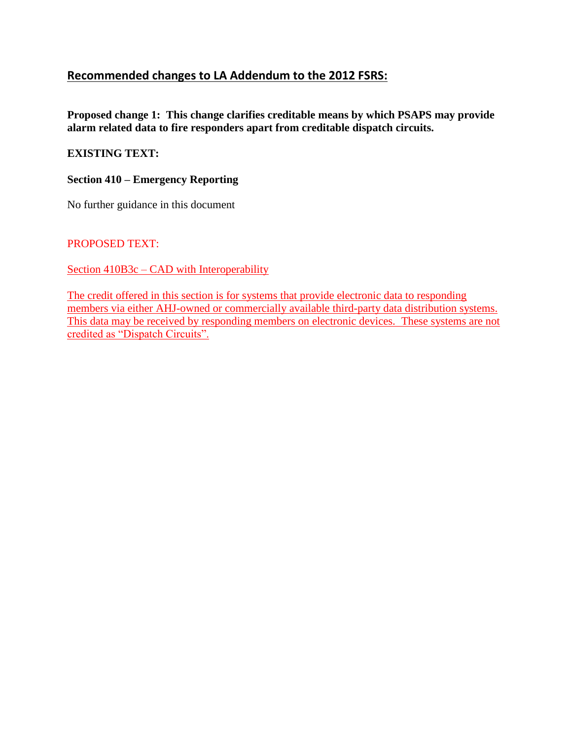## Recommended changes to LA Addendum to the 2012 FSRS:

**Proposed change 1: This change clarifies creditable means by which PSAPS may provide alarm related data to fire responders apart from creditable dispatch circuits.**

**EXISTING TEXT:**

**Section 410 – Emergency Reporting**

No further guidance in this document

PROPOSED TEXT:

Section 410B3c – CAD with Interoperability

The credit offered in this section is for systems that provide electronic data to responding members via either AHJ-owned or commercially available third-party data distribution systems. This data may be received by responding members on electronic devices. These systems are not credited as "Dispatch Circuits".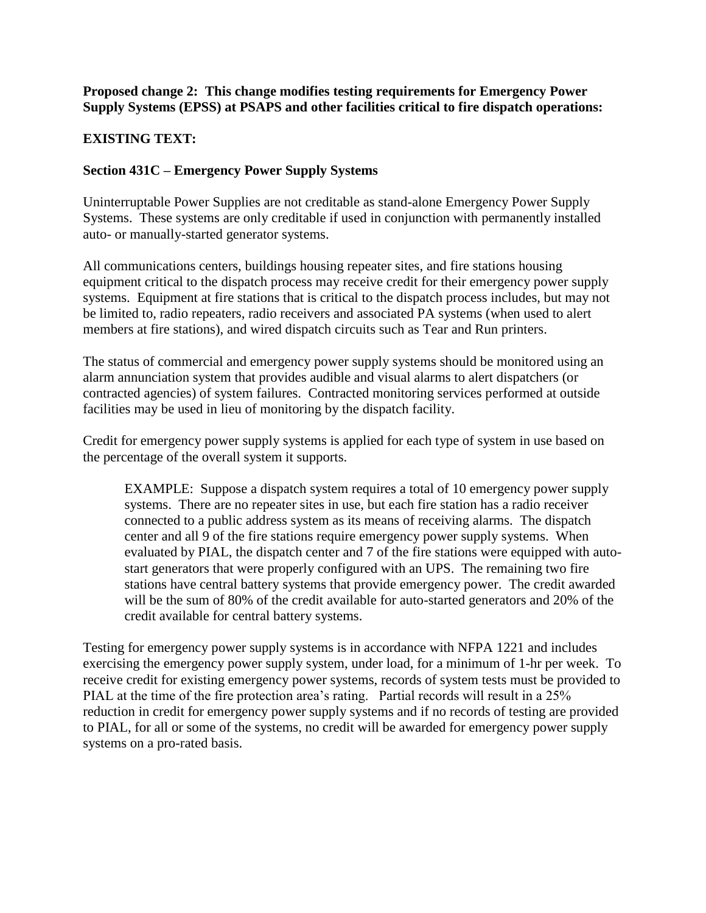**Proposed change 2: This change modifies testing requirements for Emergency Power Supply Systems (EPSS) at PSAPS and other facilities critical to fire dispatch operations:**

**EXISTING TEXT:**

**Section 431C – Emergency Power Supply Systems**

Uninterruptable Power Supplies are not creditable as stand-alone Emergency Power Supply Systems. These systems are only creditable if used in conjunction with permanently installed auto- or manually-started generator systems.

All communications centers, buildings housing repeater sites, and fire stations housing equipment critical to the dispatch process may receive credit for their emergency power supply systems. Equipment at fire stations that is critical to the dispatch process includes, but may not be limited to, radio repeaters, radio receivers and associated PA systems (when used to alert members at fire stations), and wired dispatch circuits such as Tear and Run printers.

The status of commercial and emergency power supply systems should be monitored using an alarm annunciation system that provides audible and visual alarms to alert dispatchers (or contracted agencies) of system failures. Contracted monitoring services performed at outside facilities may be used in lieu of monitoring by the dispatch facility.

Credit for emergency power supply systems is applied for each type of system in use based on the percentage of the overall system it supports.

> EXAMPLE: Suppose a dispatch system requires a total of 10 emergency power supply systems. There are no repeater sites in use, but each fire station has a radio receiver connected to a public address system as its means of receiving alarms. The dispatch center and all 9 of the fire stations require emergency power supply systems. When evaluated by PIAL, the dispatch center and 7 of the fire stations were equipped with auto-start generators that were properly configured with an UPS. The remaining two fire stations have central battery systems that provide emergency power. The credit awarded will be the sum of 80% of the credit available for auto-started generators and 20% of the credit available for central battery systems.

Testing for emergency power supply systems is in accordance with NFPA 1221 and includes exercising the emergency power supply system, under load, for a minimum of 1-hr per week. To receive credit for existing emergency power systems, records of system tests must be provided to PIAL at the time of the fire protection area's rating. Partial records will result in a 25% reduction in credit for emergency power supply systems and if no records of testing are provided to PIAL, for all or some of the systems, no credit will be awarded for emergency power supply systems on a pro-rated basis.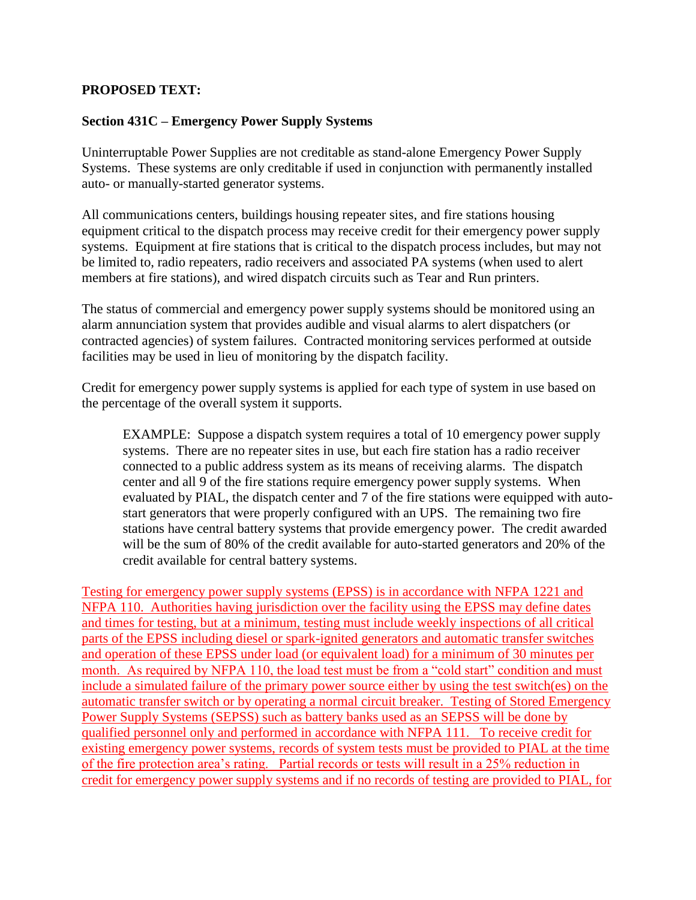**PROPOSED TEXT:**

**Section 431C – Emergency Power Supply Systems**

Uninterruptable Power Supplies are not creditable as stand-alone Emergency Power Supply Systems. These systems are only creditable if used in conjunction with permanently installed auto- or manually-started generator systems.

All communications centers, buildings housing repeater sites, and fire stations housing equipment critical to the dispatch process may receive credit for their emergency power supply systems. Equipment at fire stations that is critical to the dispatch process includes, but may not be limited to, radio repeaters, radio receivers and associated PA systems (when used to alert members at fire stations), and wired dispatch circuits such as Tear and Run printers.

The status of commercial and emergency power supply systems should be monitored using an alarm annunciation system that provides audible and visual alarms to alert dispatchers (or contracted agencies) of system failures. Contracted monitoring services performed at outside facilities may be used in lieu of monitoring by the dispatch facility.

Credit for emergency power supply systems is applied for each type of system in use based on the percentage of the overall system it supports.

> EXAMPLE: Suppose a dispatch system requires a total of 10 emergency power supply systems. There are no repeater sites in use, but each fire station has a radio receiver connected to a public address system as its means of receiving alarms. The dispatch center and all 9 of the fire stations require emergency power supply systems. When evaluated by PIAL, the dispatch center and 7 of the fire stations were equipped with auto-start generators that were properly configured with an UPS. The remaining two fire stations have central battery systems that provide emergency power. The credit awarded will be the sum of 80% of the credit available for auto-started generators and 20% of the credit available for central battery systems.

Testing for emergency power supply systems (EPSS) is in accordance with NFPA 1221 and NFPA 110. Authorities having jurisdiction over the facility using the EPSS may define dates and times for testing, but at a minimum, testing must include weekly inspections of all critical parts of the EPSS including diesel or spark-ignited generators and automatic transfer switches and operation of these EPSS under load (or equivalent load) for a minimum of 30 minutes per month. As required by NFPA 110, the load test must be from a "cold start" condition and must include a simulated failure of the primary power source either by using the test switch(es) on the automatic transfer switch or by operating a normal circuit breaker. Testing of Stored Emergency Power Supply Systems (SEPSS) such as battery banks used as an SEPSS will be done by qualified personnel only and performed in accordance with NFPA 111. To receive credit for existing emergency power systems, records of system tests must be provided to PIAL at the time of the fire protection area's rating. Partial records or tests will result in a 25% reduction in credit for emergency power supply systems and if no records of testing are provided to PIAL, for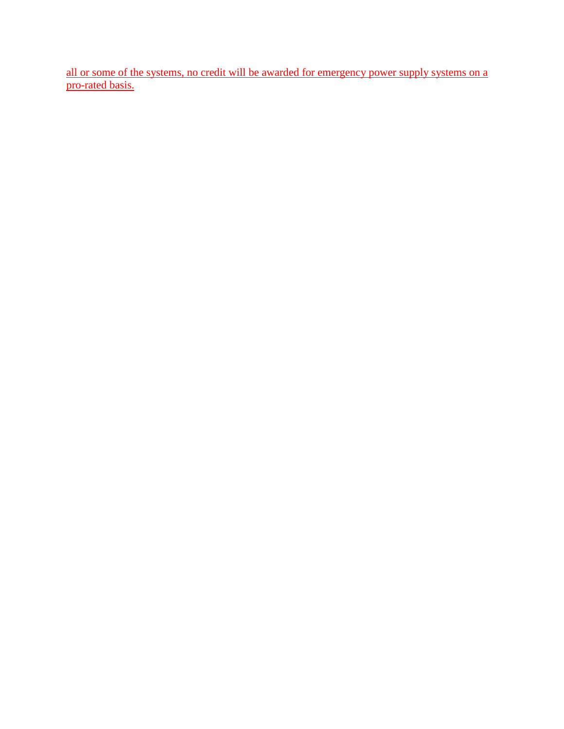all or some of the systems, no credit will be awarded for emergency power supply systems on a pro-rated basis.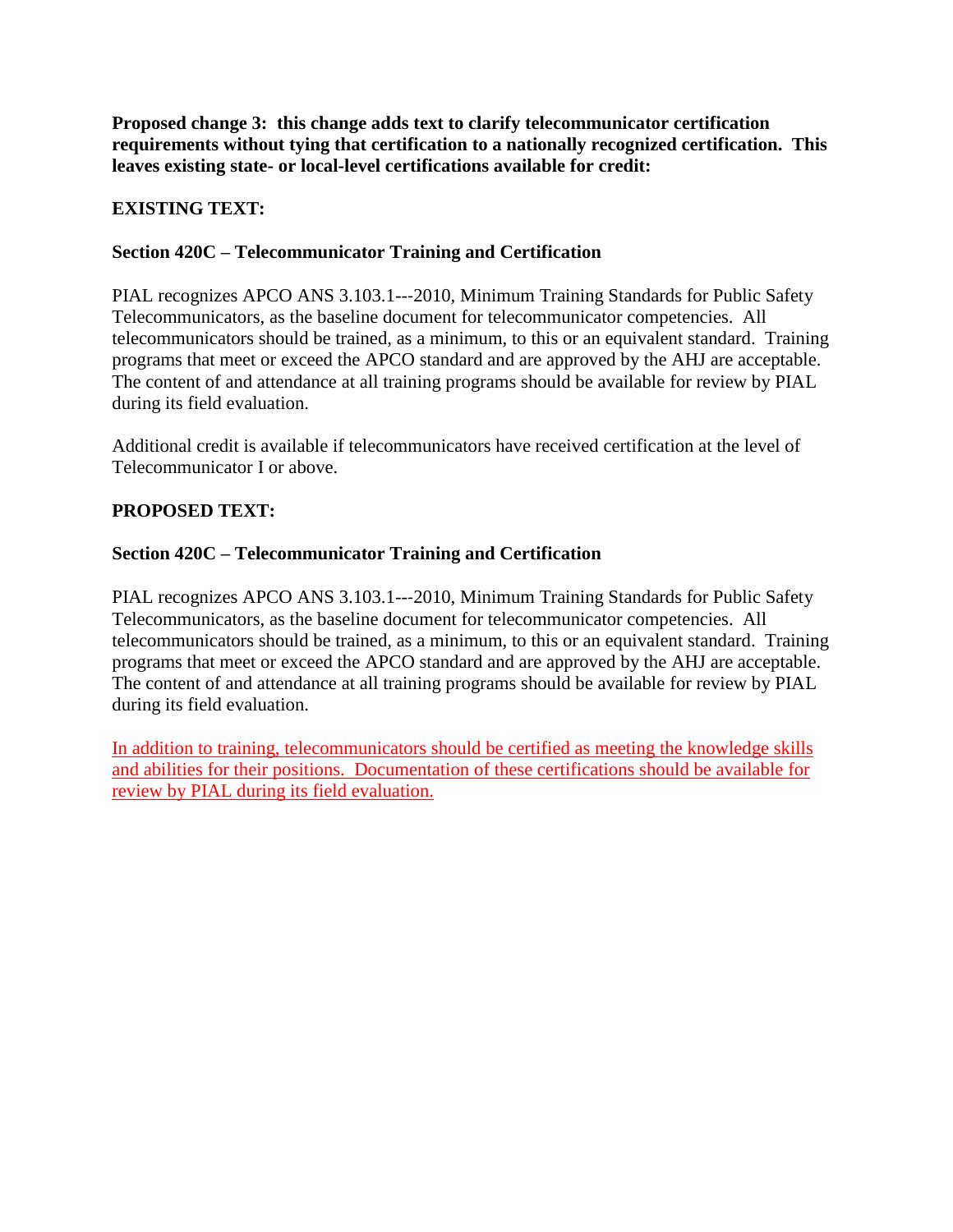**Proposed change 3: this change adds text to clarify telecommunicator certification requirements without tying that certification to a nationally recognized certification. This leaves existing state- or local-level certifications available for credit:**

**EXISTING TEXT:**

**Section 420C – Telecommunicator Training and Certification**

PIAL recognizes APCO ANS 3.103.1---2010, Minimum Training Standards for Public Safety Telecommunicators, as the baseline document for telecommunicator competencies. All telecommunicators should be trained, as a minimum, to this or an equivalent standard. Training programs that meet or exceed the APCO standard and are approved by the AHJ are acceptable. The content of and attendance at all training programs should be available for review by PIAL during its field evaluation.

Additional credit is available if telecommunicators have received certification at the level of Telecommunicator I or above.

**PROPOSED TEXT:**

**Section 420C – Telecommunicator Training and Certification**

PIAL recognizes APCO ANS 3.103.1---2010, Minimum Training Standards for Public Safety Telecommunicators, as the baseline document for telecommunicator competencies. All telecommunicators should be trained, as a minimum, to this or an equivalent standard. Training programs that meet or exceed the APCO standard and are approved by the AHJ are acceptable. The content of and attendance at all training programs should be available for review by PIAL during its field evaluation.

In addition to training, telecommunicators should be certified as meeting the knowledge skills and abilities for their positions. Documentation of these certifications should be available for review by PIAL during its field evaluation.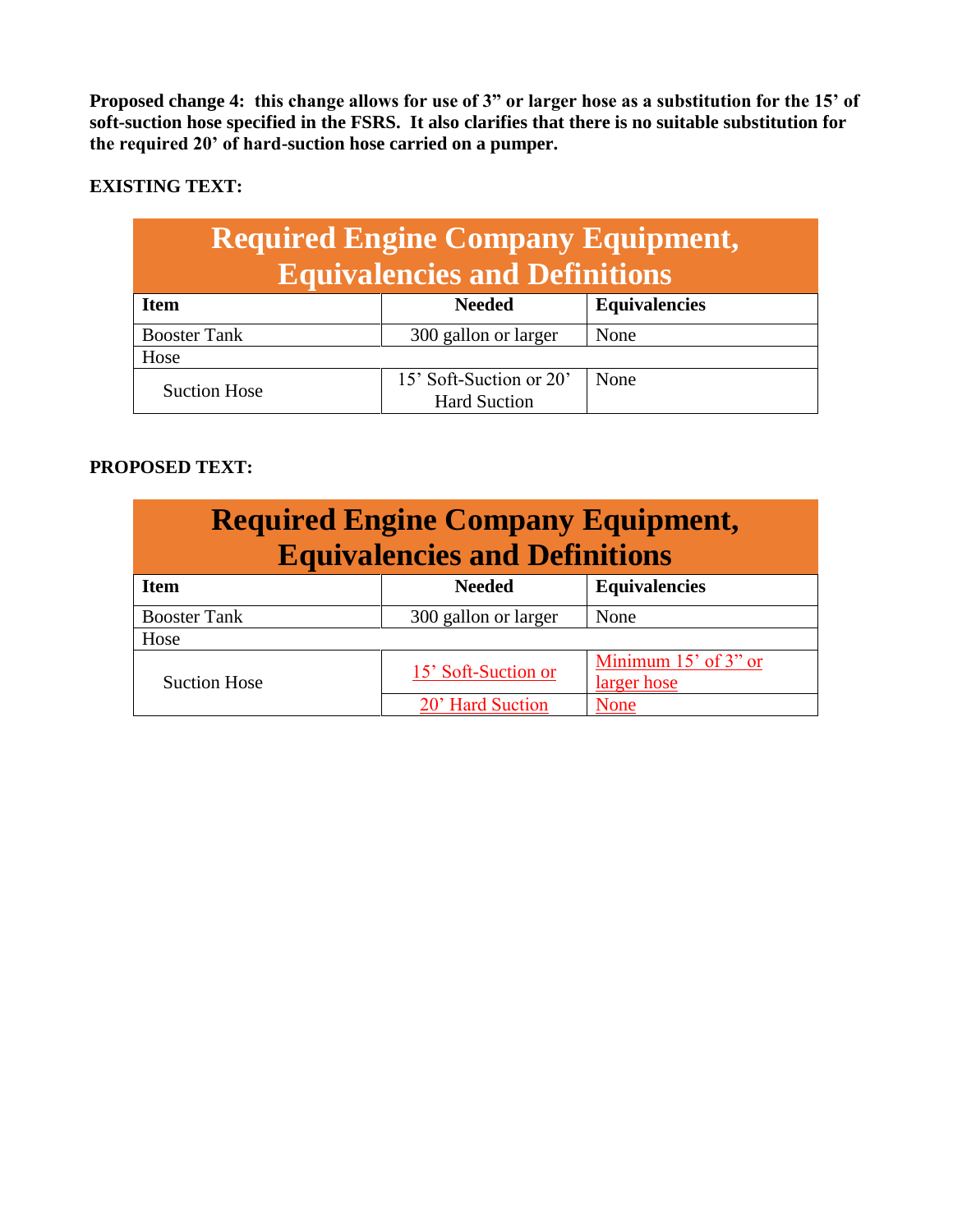**Proposed change 4: this change allows for use of 3" or larger hose as a substitution for the 15' of soft-suction hose specified in the FSRS. It also clarifies that there is no suitable substitution for the required 20' of hard-suction hose carried on a pumper.**

**EXISTING TEXT:**

| Required Engine Company Equipment, Equivalencies and Definitions | | |
|---|---|---|
| **Item** | **Needed** | **Equivalencies** |
| Booster Tank | 300 gallon or larger | None |
| Hose | | |
| Suction Hose | 15' Soft-Suction or 20' Hard Suction | None |

**PROPOSED TEXT:**

| Required Engine Company Equipment, Equivalencies and Definitions | | |
|---|---|---|
| **Item** | **Needed** | **Equivalencies** |
| Booster Tank | 300 gallon or larger | None |
| Hose | | |
| Suction Hose | <u>15' Soft-Suction or</u> | <u>Minimum 15' of 3" or larger hose</u> |
| | <u>20' Hard Suction</u> | <u>None</u> |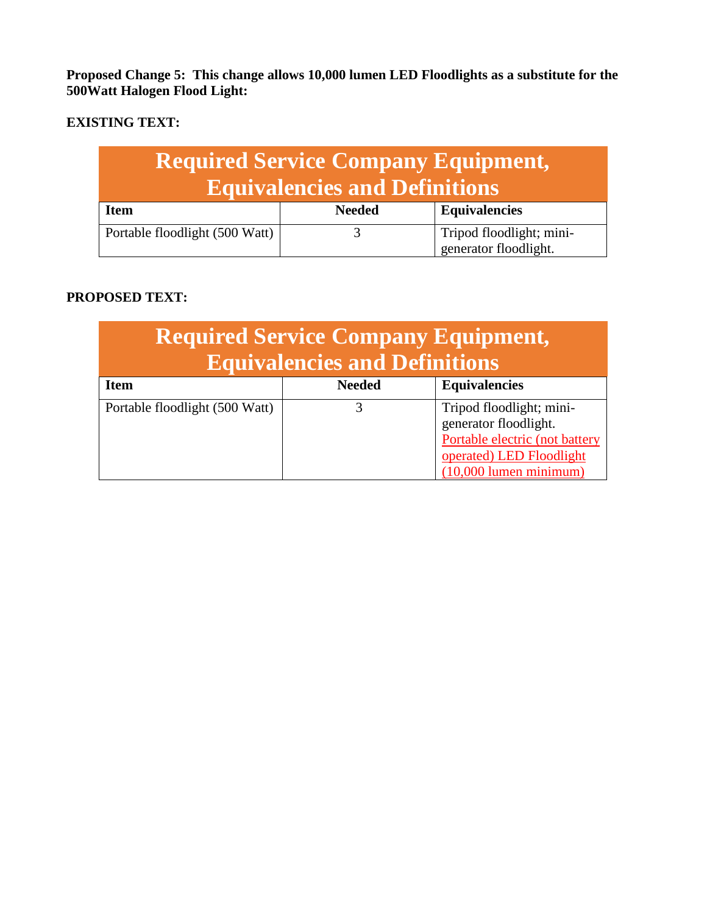**Proposed Change 5: This change allows 10,000 lumen LED Floodlights as a substitute for the 500Watt Halogen Flood Light:**

**EXISTING TEXT:**

| Required Service Company Equipment, Equivalencies and Definitions | | |
|---|---|---|
| **Item** | **Needed** | **Equivalencies** |
| Portable floodlight (500 Watt) | 3 | Tripod floodlight; mini-generator floodlight. |

**PROPOSED TEXT:**

| Required Service Company Equipment, Equivalencies and Definitions | | |
|---|---|---|
| **Item** | **Needed** | **Equivalencies** |
| Portable floodlight (500 Watt) | 3 | Tripod floodlight; mini-generator floodlight. Portable electric (not battery operated) LED Floodlight (10,000 lumen minimum) |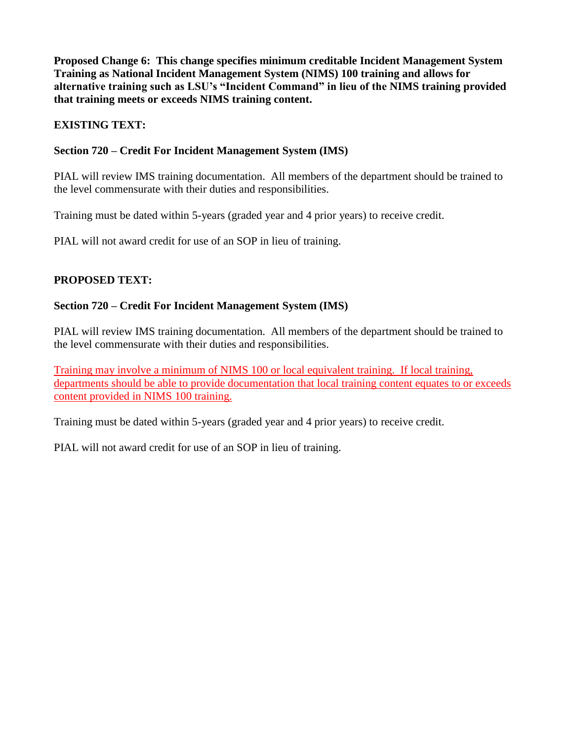**Proposed Change 6: This change specifies minimum creditable Incident Management System Training as National Incident Management System (NIMS) 100 training and allows for alternative training such as LSU's "Incident Command" in lieu of the NIMS training provided that training meets or exceeds NIMS training content.**

**EXISTING TEXT:**

**Section 720 – Credit For Incident Management System (IMS)**

PIAL will review IMS training documentation. All members of the department should be trained to the level commensurate with their duties and responsibilities.

Training must be dated within 5-years (graded year and 4 prior years) to receive credit.

PIAL will not award credit for use of an SOP in lieu of training.

**PROPOSED TEXT:**

**Section 720 – Credit For Incident Management System (IMS)**

PIAL will review IMS training documentation. All members of the department should be trained to the level commensurate with their duties and responsibilities.

Training may involve a minimum of NIMS 100 or local equivalent training. If local training, departments should be able to provide documentation that local training content equates to or exceeds content provided in NIMS 100 training.

Training must be dated within 5-years (graded year and 4 prior years) to receive credit.

PIAL will not award credit for use of an SOP in lieu of training.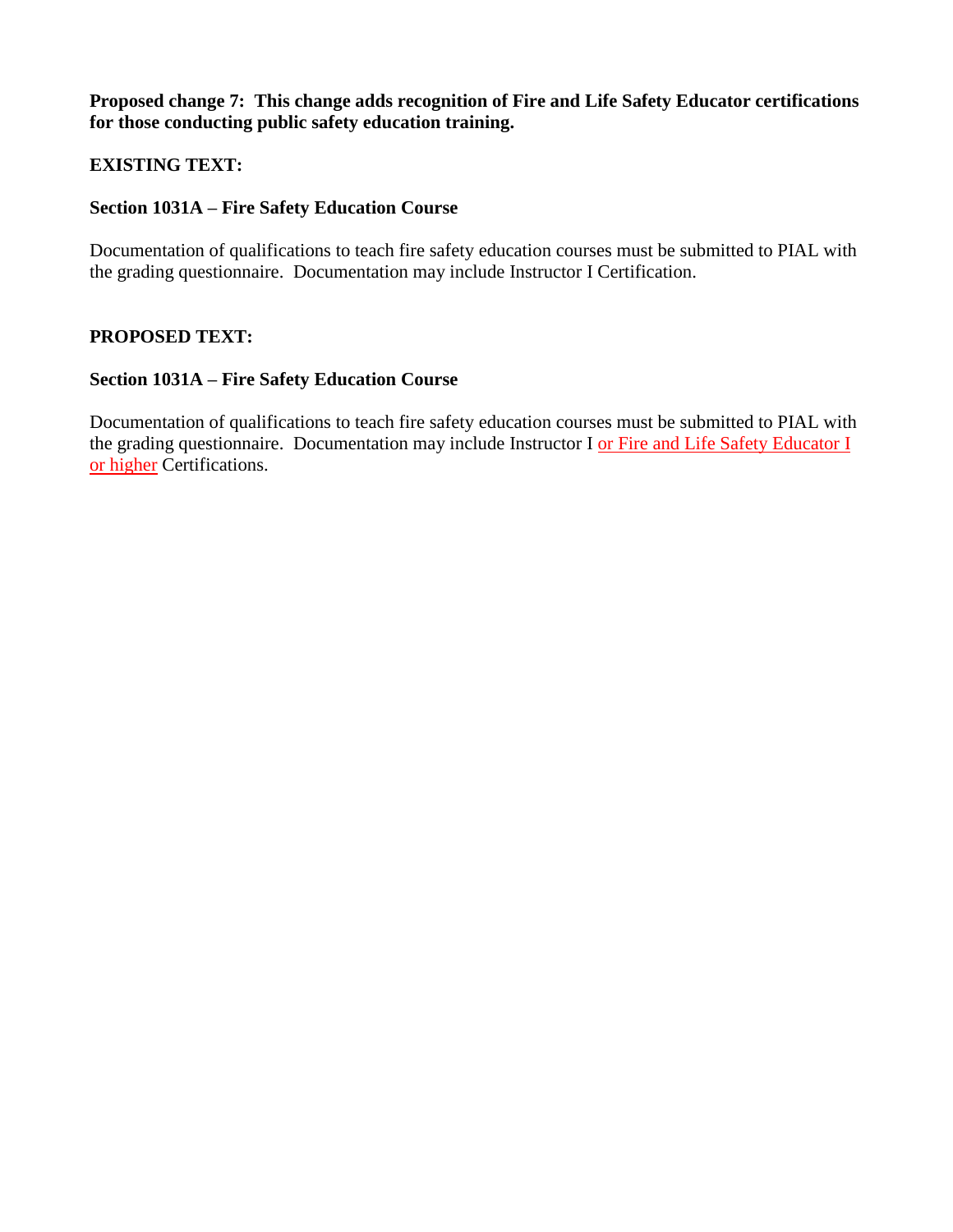**Proposed change 7: This change adds recognition of Fire and Life Safety Educator certifications for those conducting public safety education training.**

**EXISTING TEXT:**

**Section 1031A – Fire Safety Education Course**

Documentation of qualifications to teach fire safety education courses must be submitted to PIAL with the grading questionnaire. Documentation may include Instructor I Certification.

**PROPOSED TEXT:**

**Section 1031A – Fire Safety Education Course**

Documentation of qualifications to teach fire safety education courses must be submitted to PIAL with the grading questionnaire. Documentation may include Instructor I or Fire and Life Safety Educator I or higher Certifications.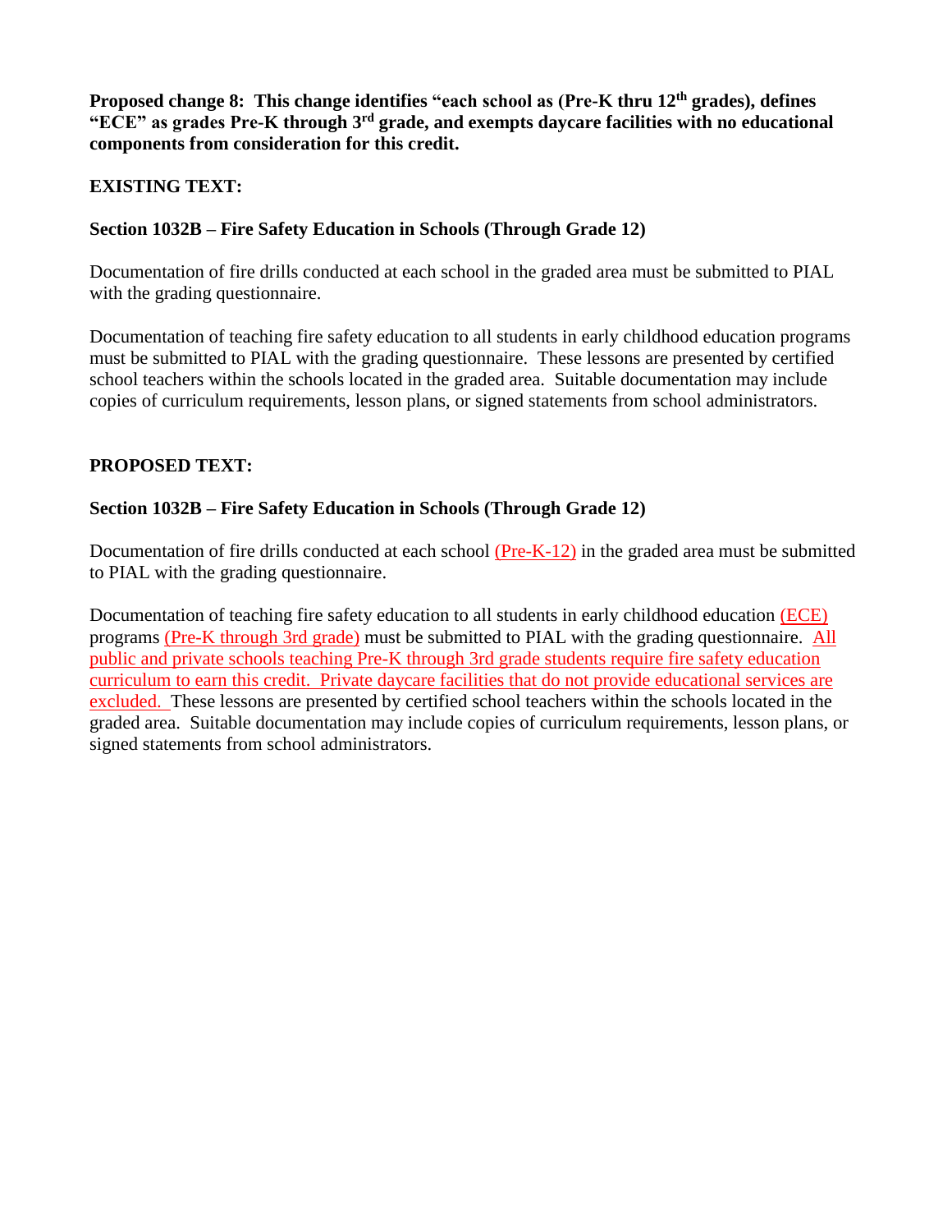**Proposed change 8: This change identifies "each school as (Pre-K thru 12th grades), defines "ECE" as grades Pre-K through 3rd grade, and exempts daycare facilities with no educational components from consideration for this credit.**

**EXISTING TEXT:**

**Section 1032B – Fire Safety Education in Schools (Through Grade 12)**

Documentation of fire drills conducted at each school in the graded area must be submitted to PIAL with the grading questionnaire.

Documentation of teaching fire safety education to all students in early childhood education programs must be submitted to PIAL with the grading questionnaire. These lessons are presented by certified school teachers within the schools located in the graded area. Suitable documentation may include copies of curriculum requirements, lesson plans, or signed statements from school administrators.

**PROPOSED TEXT:**

**Section 1032B – Fire Safety Education in Schools (Through Grade 12)**

Documentation of fire drills conducted at each school (Pre-K-12) in the graded area must be submitted to PIAL with the grading questionnaire.

Documentation of teaching fire safety education to all students in early childhood education (ECE) programs (Pre-K through 3rd grade) must be submitted to PIAL with the grading questionnaire. All public and private schools teaching Pre-K through 3rd grade students require fire safety education curriculum to earn this credit. Private daycare facilities that do not provide educational services are excluded. These lessons are presented by certified school teachers within the schools located in the graded area. Suitable documentation may include copies of curriculum requirements, lesson plans, or signed statements from school administrators.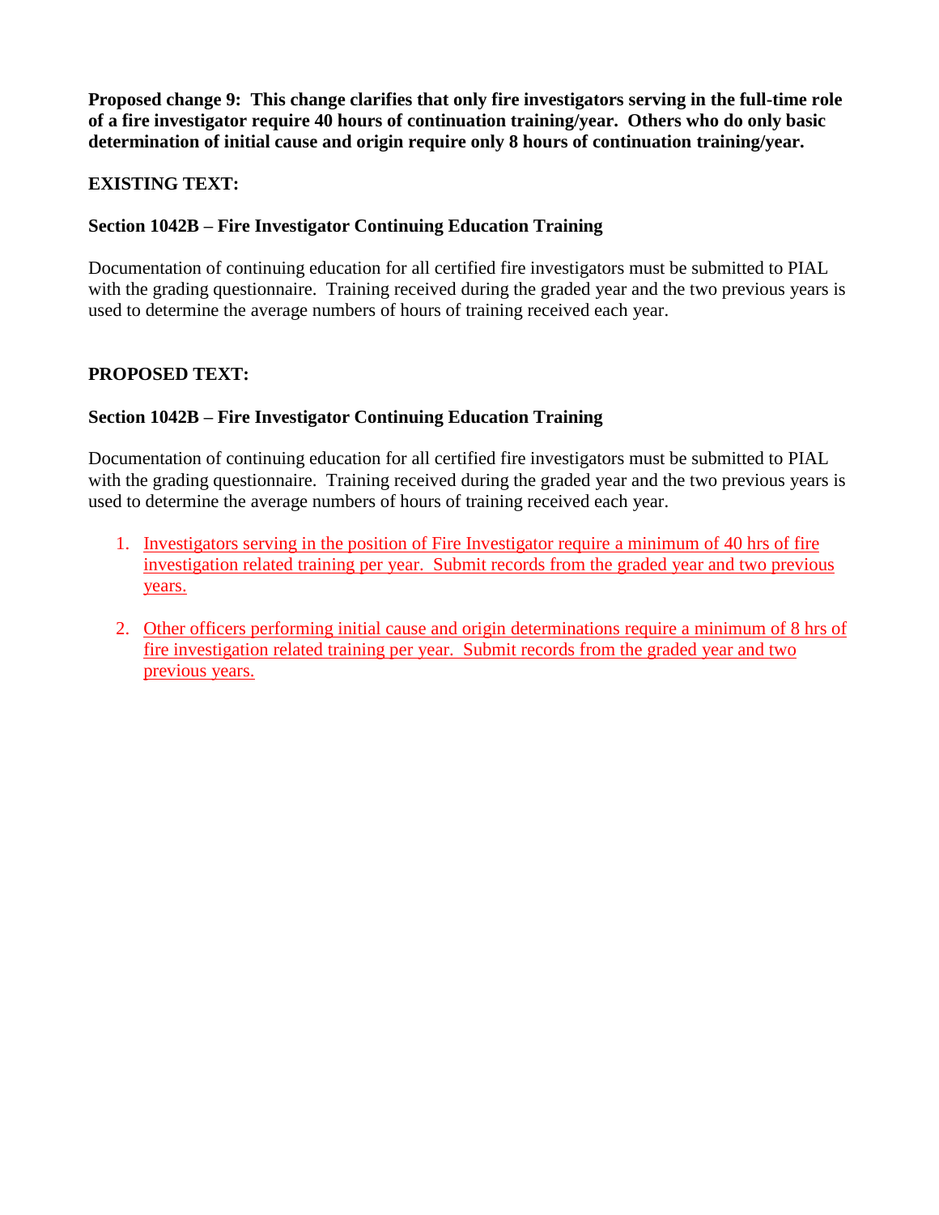**Proposed change 9: This change clarifies that only fire investigators serving in the full-time role of a fire investigator require 40 hours of continuation training/year. Others who do only basic determination of initial cause and origin require only 8 hours of continuation training/year.**

**EXISTING TEXT:**

**Section 1042B – Fire Investigator Continuing Education Training**

Documentation of continuing education for all certified fire investigators must be submitted to PIAL with the grading questionnaire. Training received during the graded year and the two previous years is used to determine the average numbers of hours of training received each year.

**PROPOSED TEXT:**

**Section 1042B – Fire Investigator Continuing Education Training**

Documentation of continuing education for all certified fire investigators must be submitted to PIAL with the grading questionnaire. Training received during the graded year and the two previous years is used to determine the average numbers of hours of training received each year.

1. Investigators serving in the position of Fire Investigator require a minimum of 40 hrs of fire investigation related training per year. Submit records from the graded year and two previous years.

2. Other officers performing initial cause and origin determinations require a minimum of 8 hrs of fire investigation related training per year. Submit records from the graded year and two previous years.